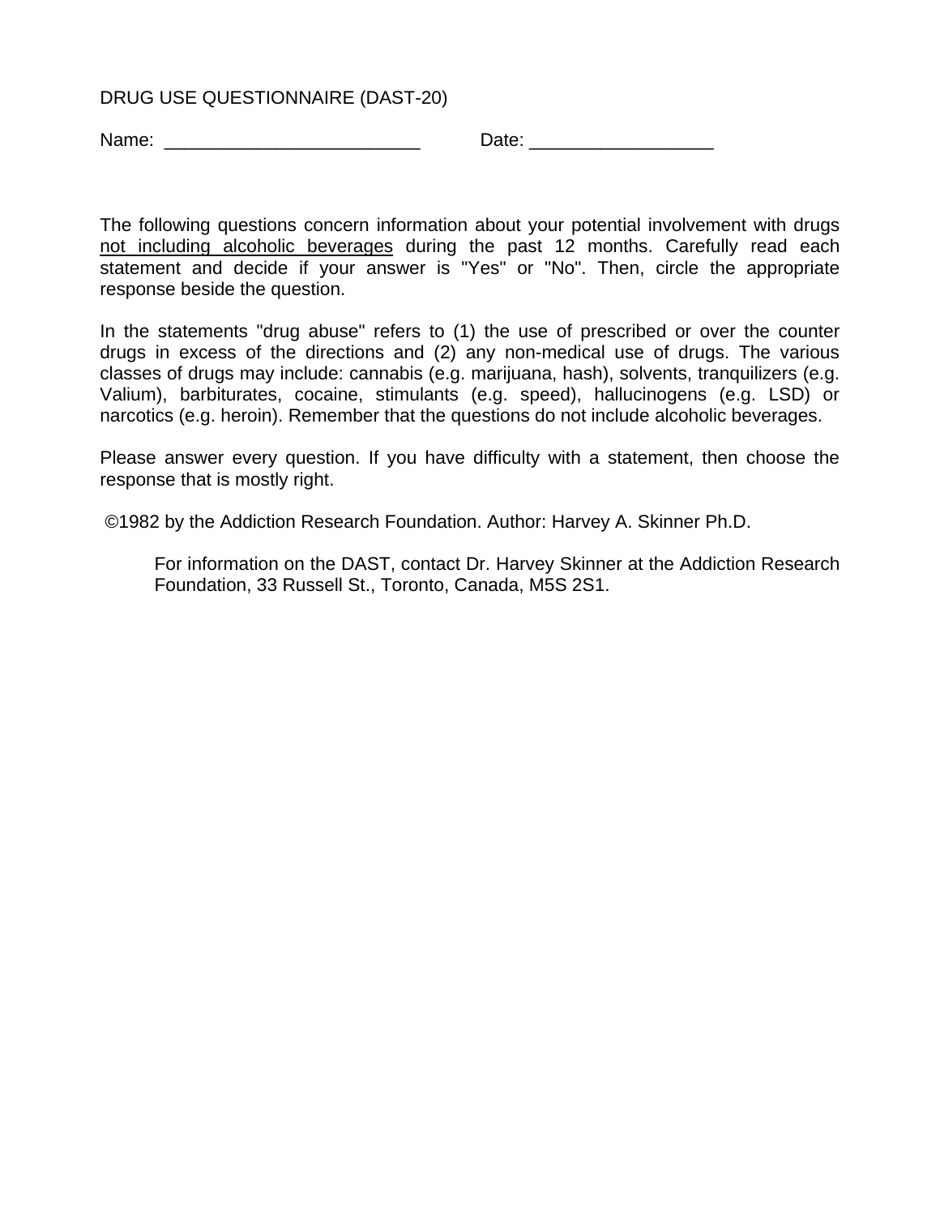DRUG USE QUESTIONNAIRE (DAST-20)

Name: _________________________ Date: __________________

The following questions concern information about your potential involvement with drugs <u>not including alcoholic beverages</u> during the past 12 months. Carefully read each statement and decide if your answer is "Yes" or "No". Then, circle the appropriate response beside the question.

In the statements "drug abuse" refers to (1) the use of prescribed or over the counter drugs in excess of the directions and (2) any non-medical use of drugs. The various classes of drugs may include: cannabis (e.g. marijuana, hash), solvents, tranquilizers (e.g. Valium), barbiturates, cocaine, stimulants (e.g. speed), hallucinogens (e.g. LSD) or narcotics (e.g. heroin). Remember that the questions do not include alcoholic beverages.

Please answer every question. If you have difficulty with a statement, then choose the response that is mostly right.

©1982 by the Addiction Research Foundation. Author: Harvey A. Skinner Ph.D.

For information on the DAST, contact Dr. Harvey Skinner at the Addiction Research Foundation, 33 Russell St., Toronto, Canada, M5S 2S1.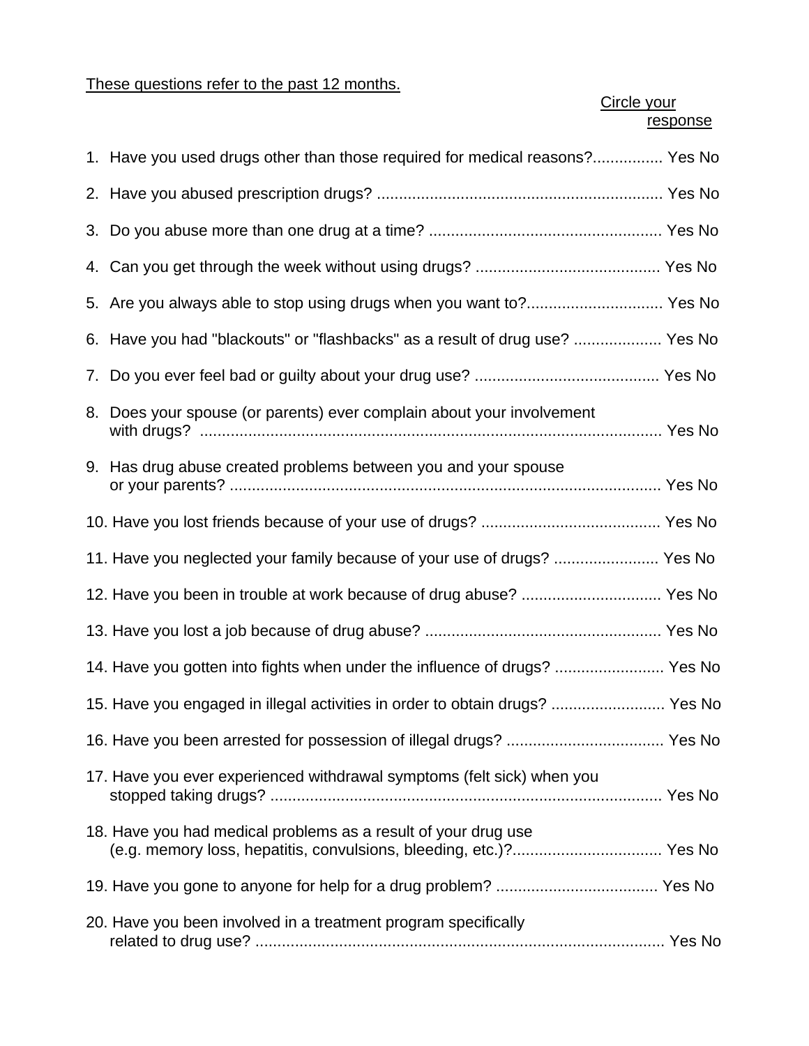These questions refer to the past 12 months.

Circle your response

1. Have you used drugs other than those required for medical reasons?................ Yes No
2. Have you abused prescription drugs? ................................................................ Yes No
3. Do you abuse more than one drug at a time? .................................................... Yes No
4. Can you get through the week without using drugs? .......................................... Yes No
5. Are you always able to stop using drugs when you want to?............................... Yes No
6. Have you had "blackouts" or "flashbacks" as a result of drug use? .................... Yes No
7. Do you ever feel bad or guilty about your drug use? .......................................... Yes No
8. Does your spouse (or parents) ever complain about your involvement with drugs? ........................................................................................................ Yes No
9. Has drug abuse created problems between you and your spouse or your parents? ................................................................................................. Yes No
10. Have you lost friends because of your use of drugs? ......................................... Yes No
11. Have you neglected your family because of your use of drugs? ........................ Yes No
12. Have you been in trouble at work because of drug abuse? ................................ Yes No
13. Have you lost a job because of drug abuse? ..................................................... Yes No
14. Have you gotten into fights when under the influence of drugs? ......................... Yes No
15. Have you engaged in illegal activities in order to obtain drugs? .......................... Yes No
16. Have you been arrested for possession of illegal drugs? .................................... Yes No
17. Have you ever experienced withdrawal symptoms (felt sick) when you stopped taking drugs? ........................................................................................ Yes No
18. Have you had medical problems as a result of your drug use (e.g. memory loss, hepatitis, convulsions, bleeding, etc.)?.................................. Yes No
19. Have you gone to anyone for help for a drug problem? ..................................... Yes No
20. Have you been involved in a treatment program specifically related to drug use? ............................................................................................ Yes No